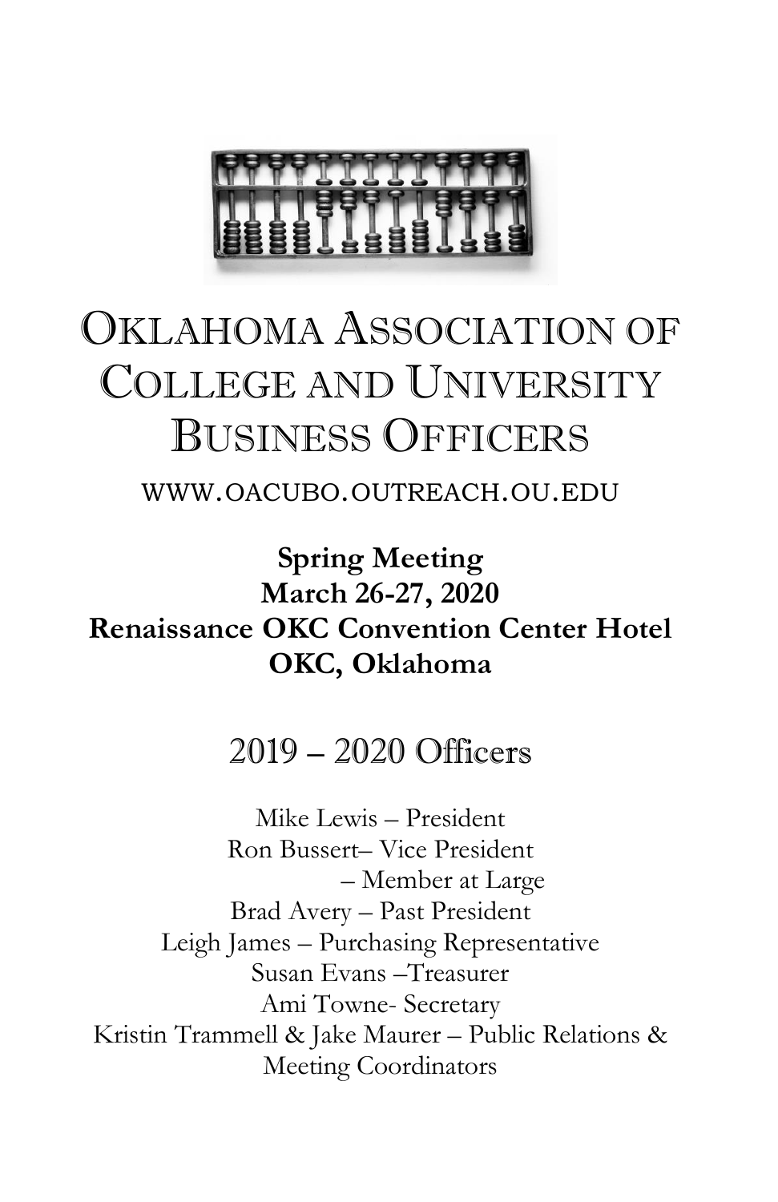# OKLAHOMA ASSOCIATION OF COLLEGE AND UNIVERSITY BUSINESS OFFICERS

WWW.OACUBO.OUTREACH.OU.EDU

**Spring Meeting**
**March 26-27, 2020**
**Renaissance OKC Convention Center Hotel**
**OKC, Oklahoma**

## 2019 – 2020 Officers

Mike Lewis – President
Ron Bussert– Vice President
– Member at Large
Brad Avery – Past President
Leigh James – Purchasing Representative
Susan Evans –Treasurer
Ami Towne- Secretary
Kristin Trammell & Jake Maurer – Public Relations & Meeting Coordinators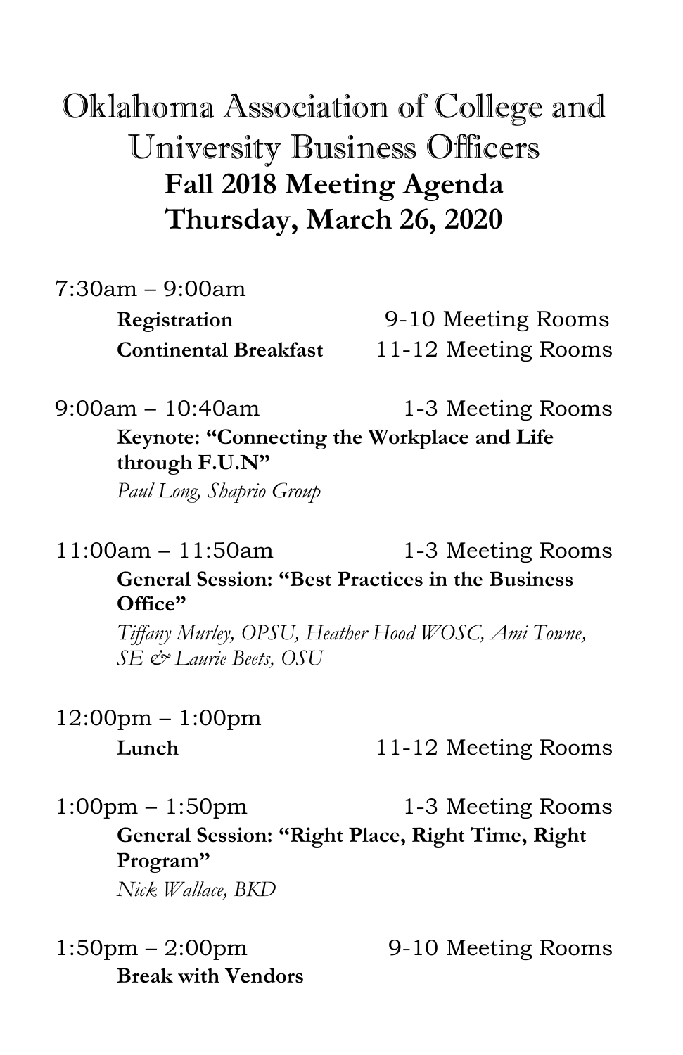# Oklahoma Association of College and University Business Officers

## Fall 2018 Meeting Agenda

## Thursday, March 26, 2020

7:30am – 9:00am

**Registration** 9-10 Meeting Rooms

**Continental Breakfast** 11-12 Meeting Rooms

9:00am – 10:40am 1-3 Meeting Rooms

**Keynote: "Connecting the Workplace and Life through F.U.N"**

*Paul Long, Shaprio Group*

11:00am – 11:50am 1-3 Meeting Rooms

**General Session: "Best Practices in the Business Office"**

*Tiffany Murley, OPSU, Heather Hood WOSC, Ami Towne, SE & Laurie Beets, OSU*

12:00pm – 1:00pm

**Lunch** 11-12 Meeting Rooms

1:00pm – 1:50pm 1-3 Meeting Rooms

**General Session: "Right Place, Right Time, Right Program"**

*Nick Wallace, BKD*

1:50pm – 2:00pm 9-10 Meeting Rooms

**Break with Vendors**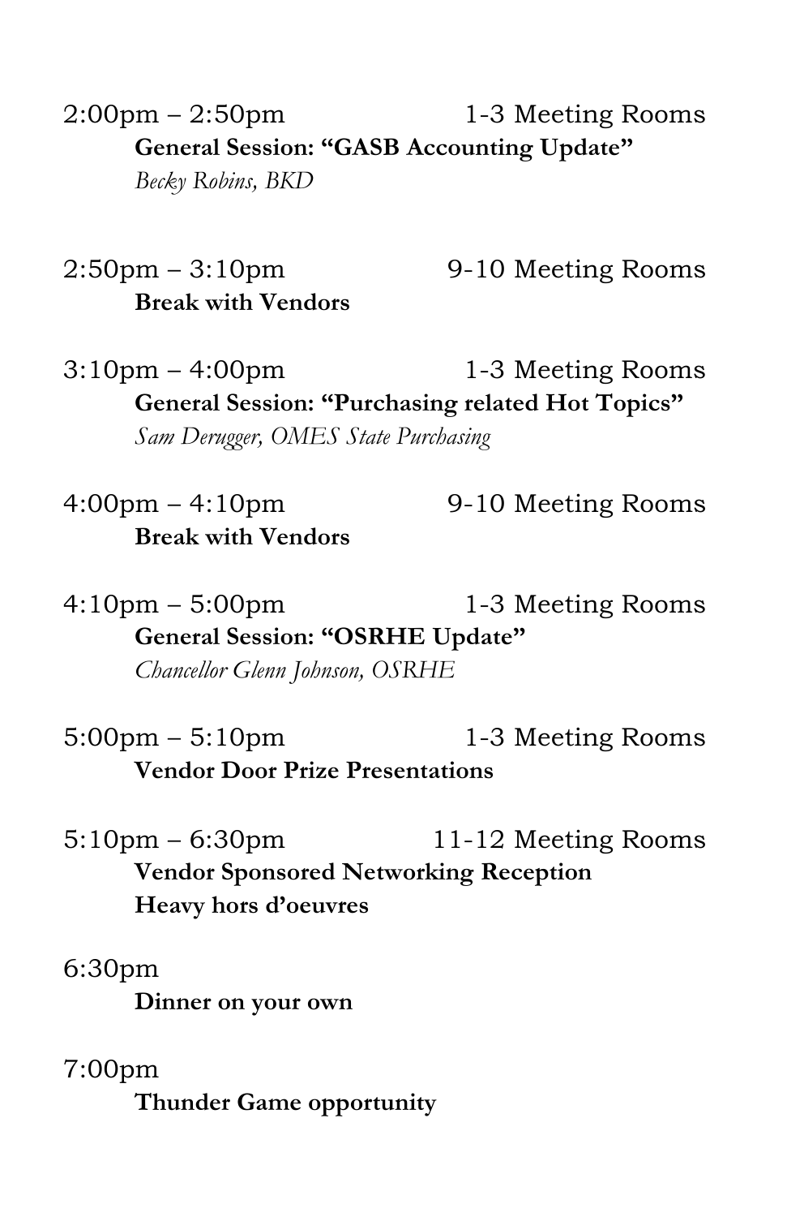2:00pm – 2:50pm 1-3 Meeting Rooms

**General Session: "GASB Accounting Update"**

*Becky Robins, BKD*

2:50pm – 3:10pm 9-10 Meeting Rooms

**Break with Vendors**

3:10pm – 4:00pm 1-3 Meeting Rooms

**General Session: "Purchasing related Hot Topics"**

*Sam Derugger, OMES State Purchasing*

4:00pm – 4:10pm 9-10 Meeting Rooms

**Break with Vendors**

4:10pm – 5:00pm 1-3 Meeting Rooms

**General Session: "OSRHE Update"**

*Chancellor Glenn Johnson, OSRHE*

5:00pm – 5:10pm 1-3 Meeting Rooms

**Vendor Door Prize Presentations**

5:10pm – 6:30pm 11-12 Meeting Rooms

**Vendor Sponsored Networking Reception**

**Heavy hors d'oeuvres**

6:30pm

**Dinner on your own**

7:00pm

**Thunder Game opportunity**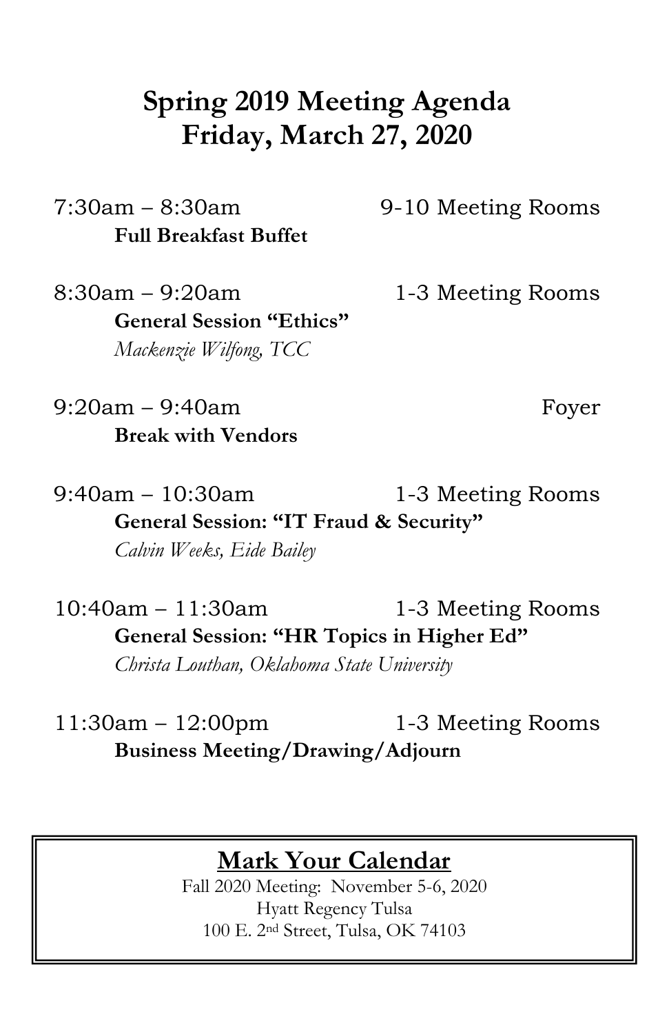# Spring 2019 Meeting Agenda
# Friday, March 27, 2020

7:30am – 8:30am — 9-10 Meeting Rooms
**Full Breakfast Buffet**

8:30am – 9:20am — 1-3 Meeting Rooms
**General Session "Ethics"**
*Mackenzie Wilfong, TCC*

9:20am – 9:40am — Foyer
**Break with Vendors**

9:40am – 10:30am — 1-3 Meeting Rooms
**General Session: "IT Fraud & Security"**
*Calvin Weeks, Eide Bailey*

10:40am – 11:30am — 1-3 Meeting Rooms
**General Session: "HR Topics in Higher Ed"**
*Christa Louthan, Oklahoma State University*

11:30am – 12:00pm — 1-3 Meeting Rooms
**Business Meeting/Drawing/Adjourn**

## Mark Your Calendar

Fall 2020 Meeting: November 5-6, 2020
Hyatt Regency Tulsa
100 E. 2nd Street, Tulsa, OK 74103